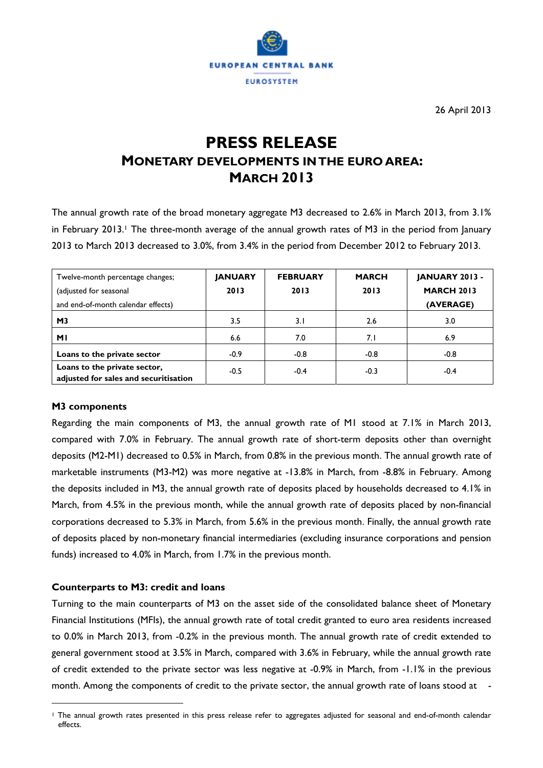EUROPEAN CENTRAL BANK

EUROSYSTEM

26 April 2013

# PRESS RELEASE

## MONETARY DEVELOPMENTS IN THE EURO AREA: MARCH 2013

The annual growth rate of the broad monetary aggregate M3 decreased to 2.6% in March 2013, from 3.1% in February 2013.[1] The three-month average of the annual growth rates of M3 in the period from January 2013 to March 2013 decreased to 3.0%, from 3.4% in the period from December 2012 to February 2013.

| Twelve-month percentage changes; (adjusted for seasonal and end-of-month calendar effects) | JANUARY 2013 | FEBRUARY 2013 | MARCH 2013 | JANUARY 2013 - MARCH 2013 (AVERAGE) |
|---|---|---|---|---|
| **M3** | 3.5 | 3.1 | 2.6 | 3.0 |
| **M1** | 6.6 | 7.0 | 7.1 | 6.9 |
| **Loans to the private sector** | -0.9 | -0.8 | -0.8 | -0.8 |
| **Loans to the private sector, adjusted for sales and securitisation** | -0.5 | -0.4 | -0.3 | -0.4 |

### M3 components

Regarding the main components of M3, the annual growth rate of M1 stood at 7.1% in March 2013, compared with 7.0% in February. The annual growth rate of short-term deposits other than overnight deposits (M2-M1) decreased to 0.5% in March, from 0.8% in the previous month. The annual growth rate of marketable instruments (M3-M2) was more negative at -13.8% in March, from -8.8% in February. Among the deposits included in M3, the annual growth rate of deposits placed by households decreased to 4.1% in March, from 4.5% in the previous month, while the annual growth rate of deposits placed by non-financial corporations decreased to 5.3% in March, from 5.6% in the previous month. Finally, the annual growth rate of deposits placed by non-monetary financial intermediaries (excluding insurance corporations and pension funds) increased to 4.0% in March, from 1.7% in the previous month.

### Counterparts to M3: credit and loans

Turning to the main counterparts of M3 on the asset side of the consolidated balance sheet of Monetary Financial Institutions (MFIs), the annual growth rate of total credit granted to euro area residents increased to 0.0% in March 2013, from -0.2% in the previous month. The annual growth rate of credit extended to general government stood at 3.5% in March, compared with 3.6% in February, while the annual growth rate of credit extended to the private sector was less negative at -0.9% in March, from -1.1% in the previous month. Among the components of credit to the private sector, the annual growth rate of loans stood at -

[1] The annual growth rates presented in this press release refer to aggregates adjusted for seasonal and end-of-month calendar effects.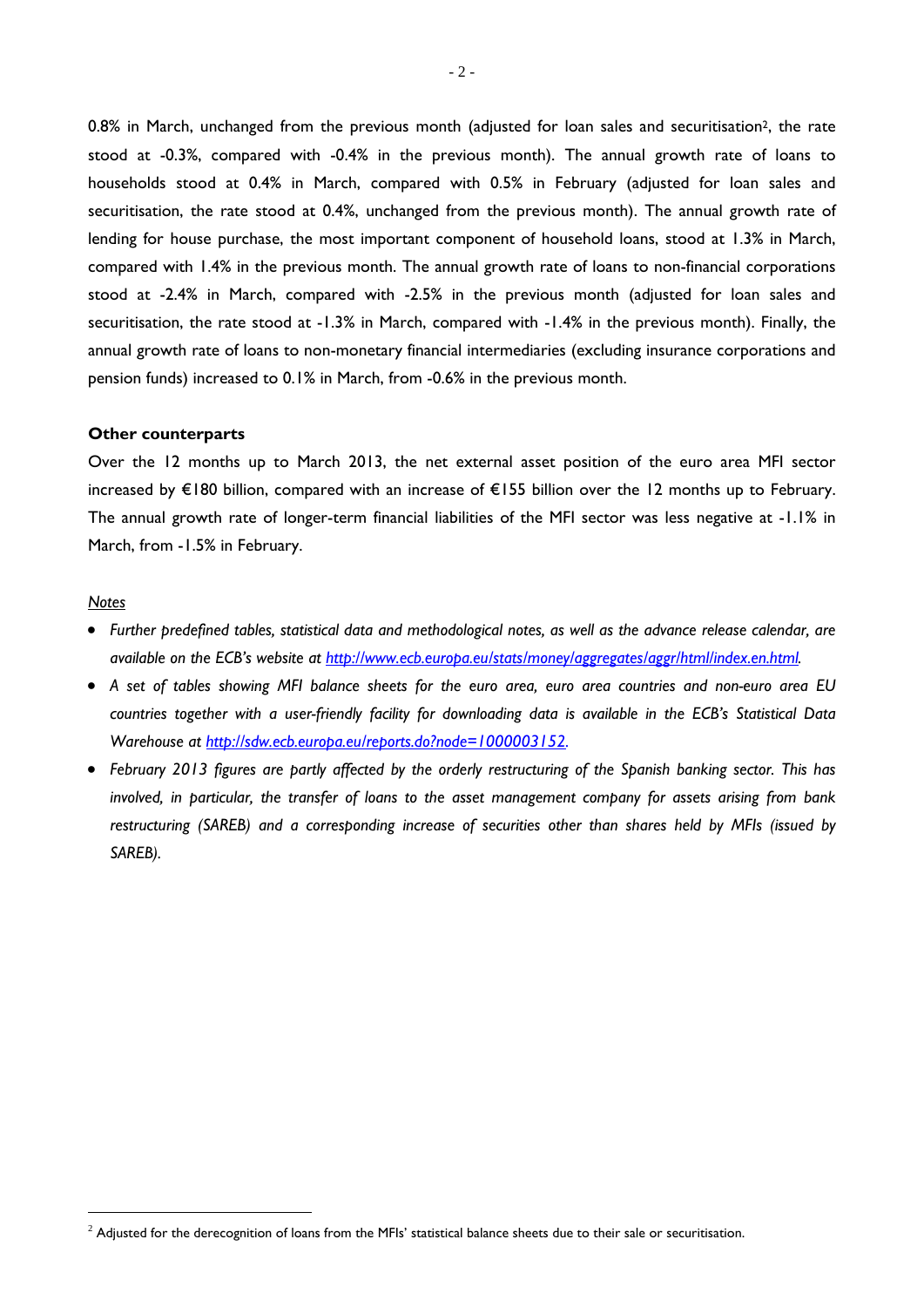0.8% in March, unchanged from the previous month (adjusted for loan sales and securitisation[2], the rate stood at -0.3%, compared with -0.4% in the previous month). The annual growth rate of loans to households stood at 0.4% in March, compared with 0.5% in February (adjusted for loan sales and securitisation, the rate stood at 0.4%, unchanged from the previous month). The annual growth rate of lending for house purchase, the most important component of household loans, stood at 1.3% in March, compared with 1.4% in the previous month. The annual growth rate of loans to non-financial corporations stood at -2.4% in March, compared with -2.5% in the previous month (adjusted for loan sales and securitisation, the rate stood at -1.3% in March, compared with -1.4% in the previous month). Finally, the annual growth rate of loans to non-monetary financial intermediaries (excluding insurance corporations and pension funds) increased to 0.1% in March, from -0.6% in the previous month.

**Other counterparts**

Over the 12 months up to March 2013, the net external asset position of the euro area MFI sector increased by €180 billion, compared with an increase of €155 billion over the 12 months up to February. The annual growth rate of longer-term financial liabilities of the MFI sector was less negative at -1.1% in March, from -1.5% in February.

Notes

- *Further predefined tables, statistical data and methodological notes, as well as the advance release calendar, are available on the ECB's website at [http://www.ecb.europa.eu/stats/money/aggregates/aggr/html/index.en.html](http://www.ecb.europa.eu/stats/money/aggregates/aggr/html/index.en.html).*
- *A set of tables showing MFI balance sheets for the euro area, euro area countries and non-euro area EU countries together with a user-friendly facility for downloading data is available in the ECB's Statistical Data Warehouse at [http://sdw.ecb.europa.eu/reports.do?node=1000003152](http://sdw.ecb.europa.eu/reports.do?node=1000003152).*
- *February 2013 figures are partly affected by the orderly restructuring of the Spanish banking sector. This has involved, in particular, the transfer of loans to the asset management company for assets arising from bank restructuring (SAREB) and a corresponding increase of securities other than shares held by MFIs (issued by SAREB).*

---

[2] Adjusted for the derecognition of loans from the MFIs' statistical balance sheets due to their sale or securitisation.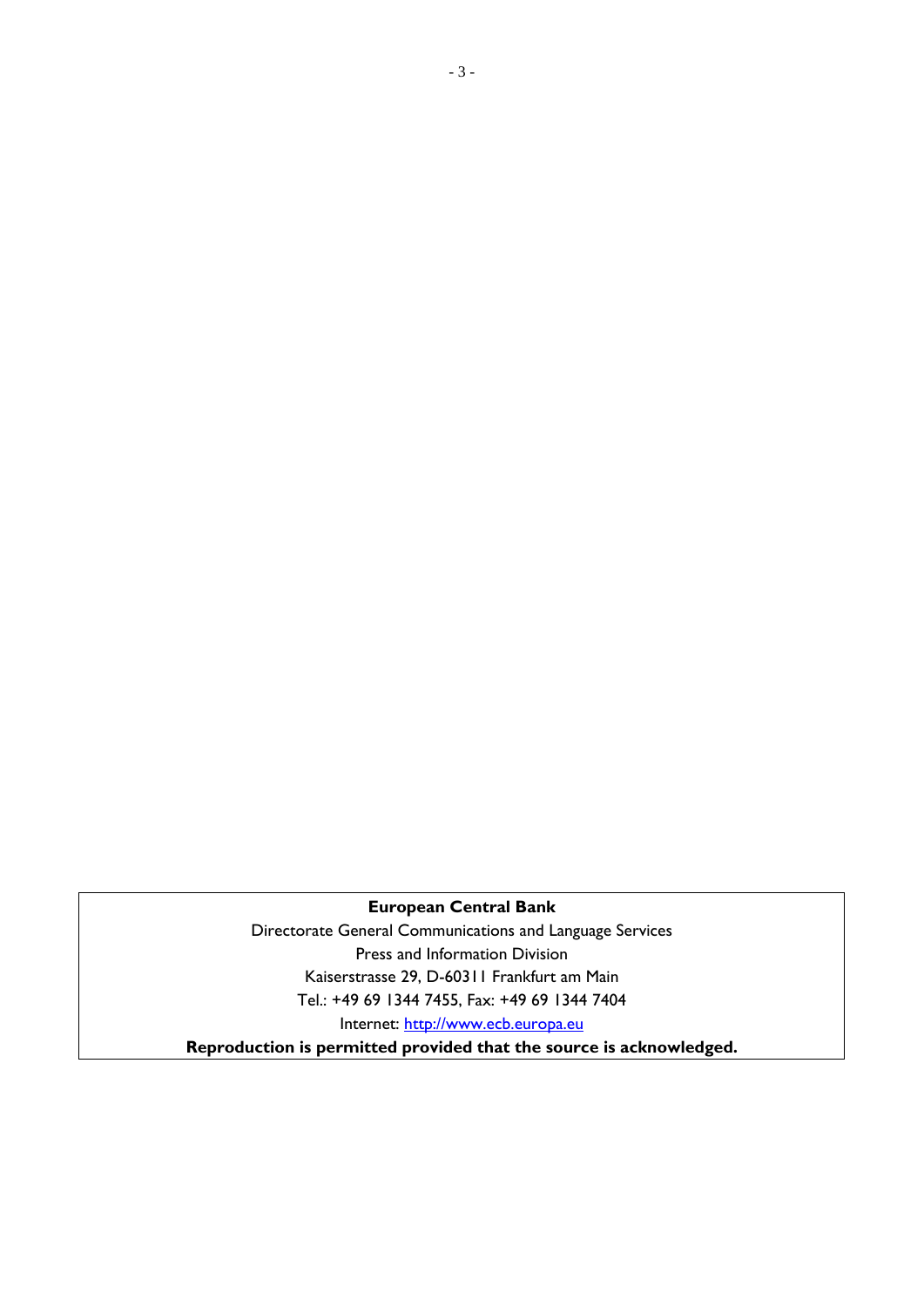**European Central Bank**

Directorate General Communications and Language Services

Press and Information Division

Kaiserstrasse 29, D-60311 Frankfurt am Main

Tel.: +49 69 1344 7455, Fax: +49 69 1344 7404

Internet: http://www.ecb.europa.eu

**Reproduction is permitted provided that the source is acknowledged.**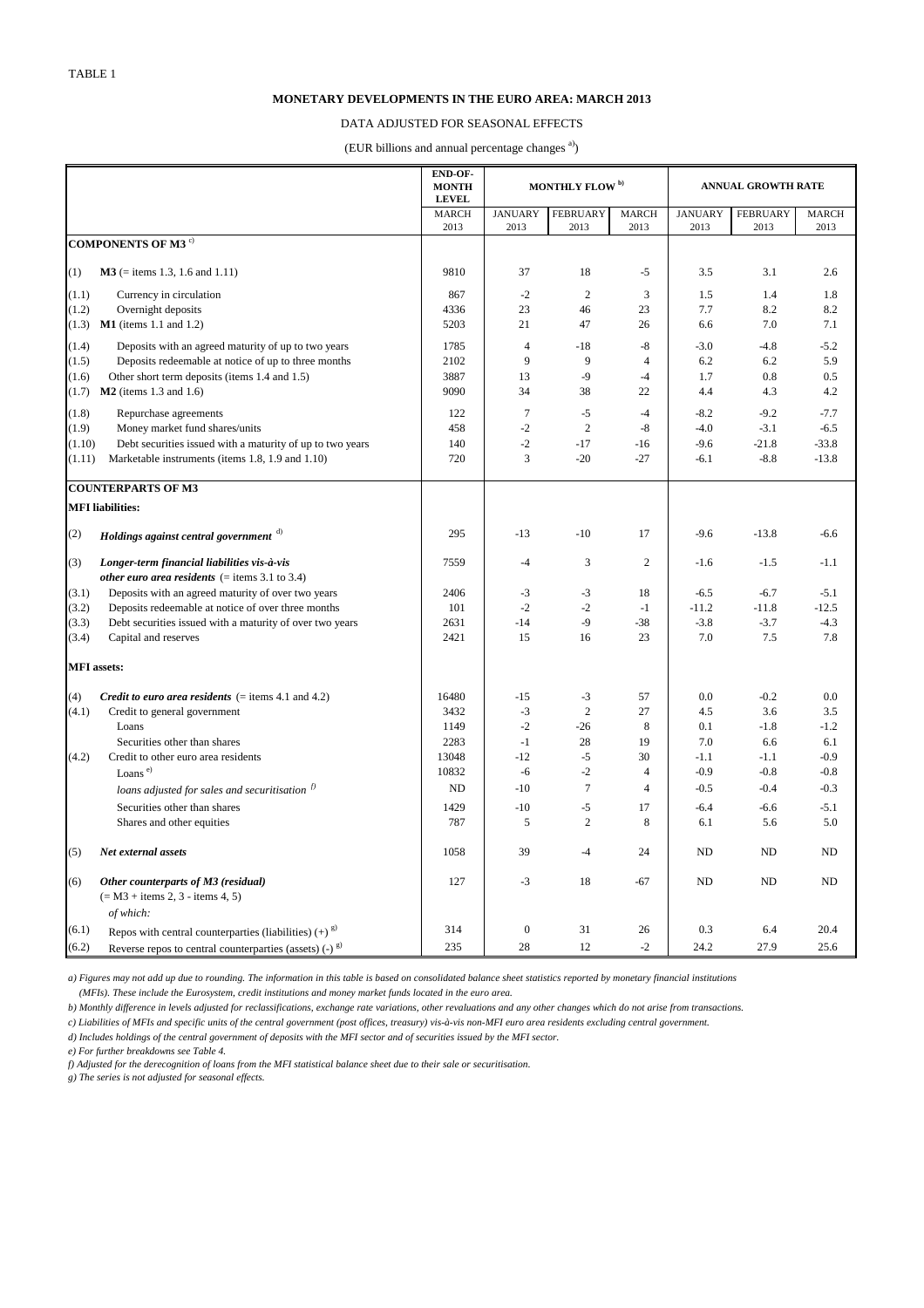TABLE 1

## MONETARY DEVELOPMENTS IN THE EURO AREA: MARCH 2013

DATA ADJUSTED FOR SEASONAL EFFECTS

(EUR billions and annual percentage changes [a])

| | | END-OF-MONTH LEVEL | MONTHLY FLOW [b] | | | ANNUAL GROWTH RATE | | |
|---|---|---|---|---|---|---|---|---|
| | | MARCH 2013 | JANUARY 2013 | FEBRUARY 2013 | MARCH 2013 | JANUARY 2013 | FEBRUARY 2013 | MARCH 2013 |
| | **COMPONENTS OF M3** [c] | | | | | | | |
| (1) | **M3** (= items 1.3, 1.6 and 1.11) | 9810 | 37 | 18 | -5 | 3.5 | 3.1 | 2.6 |
| (1.1) | Currency in circulation | 867 | -2 | 2 | 3 | 1.5 | 1.4 | 1.8 |
| (1.2) | Overnight deposits | 4336 | 23 | 46 | 23 | 7.7 | 8.2 | 8.2 |
| (1.3) | **M1** (items 1.1 and 1.2) | 5203 | 21 | 47 | 26 | 6.6 | 7.0 | 7.1 |
| (1.4) | Deposits with an agreed maturity of up to two years | 1785 | 4 | -18 | -8 | -3.0 | -4.8 | -5.2 |
| (1.5) | Deposits redeemable at notice of up to three months | 2102 | 9 | 9 | 4 | 6.2 | 6.2 | 5.9 |
| (1.6) | Other short term deposits (items 1.4 and 1.5) | 3887 | 13 | -9 | -4 | 1.7 | 0.8 | 0.5 |
| (1.7) | **M2** (items 1.3 and 1.6) | 9090 | 34 | 38 | 22 | 4.4 | 4.3 | 4.2 |
| (1.8) | Repurchase agreements | 122 | 7 | -5 | -4 | -8.2 | -9.2 | -7.7 |
| (1.9) | Money market fund shares/units | 458 | -2 | 2 | -8 | -4.0 | -3.1 | -6.5 |
| (1.10) | Debt securities issued with a maturity of up to two years | 140 | -2 | -17 | -16 | -9.6 | -21.8 | -33.8 |
| (1.11) | Marketable instruments (items 1.8, 1.9 and 1.10) | 720 | 3 | -20 | -27 | -6.1 | -8.8 | -13.8 |
| | **COUNTERPARTS OF M3** | | | | | | | |
| | **MFI liabilities:** | | | | | | | |
| (2) | ***Holdings against central government*** [d] | 295 | -13 | -10 | 17 | -9.6 | -13.8 | -6.6 |
| (3) | ***Longer-term financial liabilities vis-à-vis other euro area residents*** (= items 3.1 to 3.4) | 7559 | -4 | 3 | 2 | -1.6 | -1.5 | -1.1 |
| (3.1) | Deposits with an agreed maturity of over two years | 2406 | -3 | -3 | 18 | -6.5 | -6.7 | -5.1 |
| (3.2) | Deposits redeemable at notice of over three months | 101 | -2 | -2 | -1 | -11.2 | -11.8 | -12.5 |
| (3.3) | Debt securities issued with a maturity of over two years | 2631 | -14 | -9 | -38 | -3.8 | -3.7 | -4.3 |
| (3.4) | Capital and reserves | 2421 | 15 | 16 | 23 | 7.0 | 7.5 | 7.8 |
| | **MFI assets:** | | | | | | | |
| (4) | ***Credit to euro area residents*** (= items 4.1 and 4.2) | 16480 | -15 | -3 | 57 | 0.0 | -0.2 | 0.0 |
| (4.1) | Credit to general government | 3432 | -3 | 2 | 27 | 4.5 | 3.6 | 3.5 |
| | Loans | 1149 | -2 | -26 | 8 | 0.1 | -1.8 | -1.2 |
| | Securities other than shares | 2283 | -1 | 28 | 19 | 7.0 | 6.6 | 6.1 |
| (4.2) | Credit to other euro area residents | 13048 | -12 | -5 | 30 | -1.1 | -1.1 | -0.9 |
| | Loans [e] | 10832 | -6 | -2 | 4 | -0.9 | -0.8 | -0.8 |
| | *loans adjusted for sales and securitisation* [f] | ND | -10 | 7 | 4 | -0.5 | -0.4 | -0.3 |
| | Securities other than shares | 1429 | -10 | -5 | 17 | -6.4 | -6.6 | -5.1 |
| | Shares and other equities | 787 | 5 | 2 | 8 | 6.1 | 5.6 | 5.0 |
| (5) | ***Net external assets*** | 1058 | 39 | -4 | 24 | ND | ND | ND |
| (6) | ***Other counterparts of M3 (residual)*** (= M3 + items 2, 3 - items 4, 5) *of which:* | 127 | -3 | 18 | -67 | ND | ND | ND |
| (6.1) | Repos with central counterparties (liabilities) (+) [g] | 314 | 0 | 31 | 26 | 0.3 | 6.4 | 20.4 |
| (6.2) | Reverse repos to central counterparties (assets) (-) [g] | 235 | 28 | 12 | -2 | 24.2 | 27.9 | 25.6 |

*a) Figures may not add up due to rounding. The information in this table is based on consolidated balance sheet statistics reported by monetary financial institutions (MFIs). These include the Eurosystem, credit institutions and money market funds located in the euro area.*

*b) Monthly difference in levels adjusted for reclassifications, exchange rate variations, other revaluations and any other changes which do not arise from transactions.*

*c) Liabilities of MFIs and specific units of the central government (post offices, treasury) vis-à-vis non-MFI euro area residents excluding central government.*

*d) Includes holdings of the central government of deposits with the MFI sector and of securities issued by the MFI sector.*

*e) For further breakdowns see Table 4.*

*f) Adjusted for the derecognition of loans from the MFI statistical balance sheet due to their sale or securitisation.*

*g) The series is not adjusted for seasonal effects.*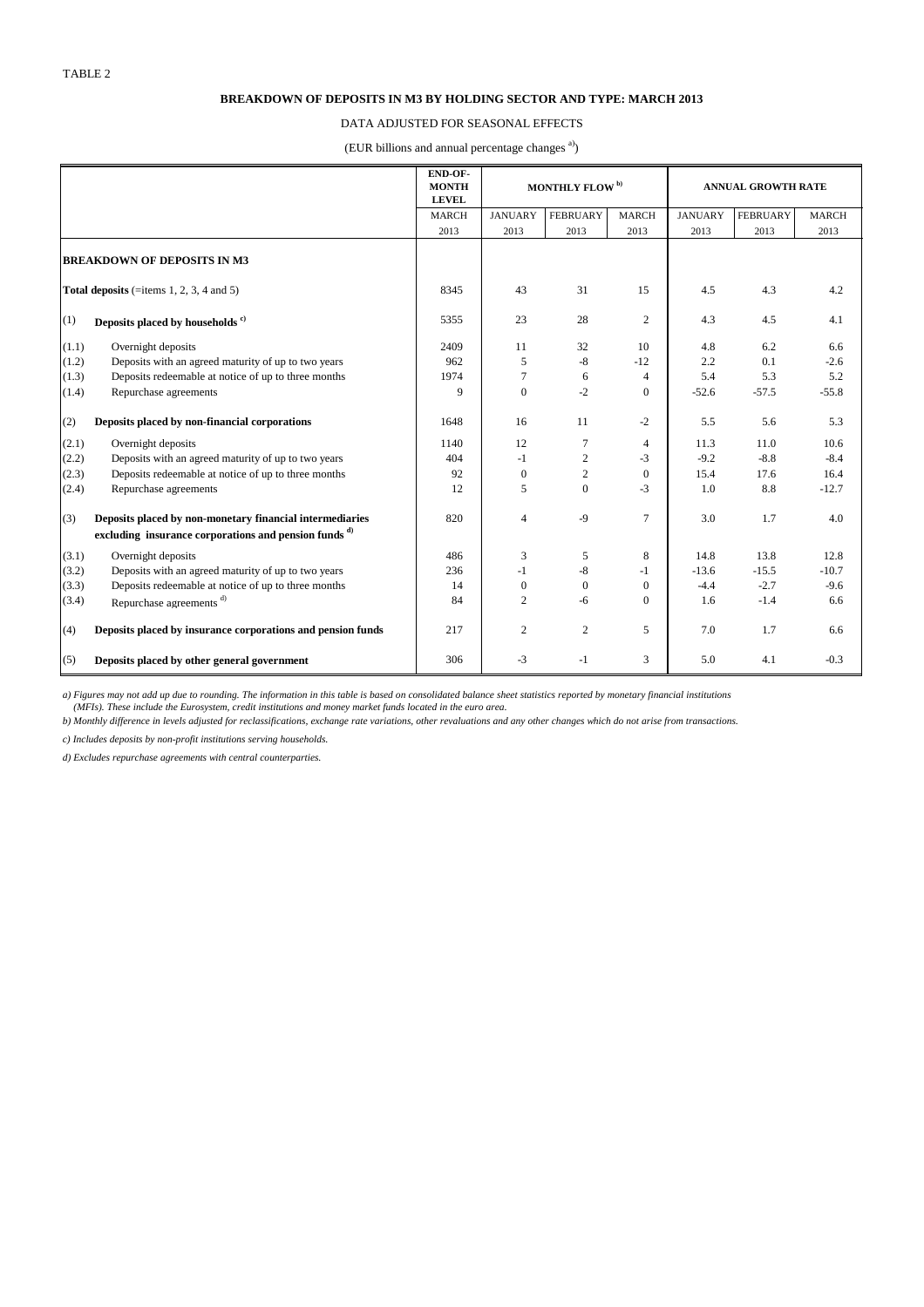TABLE 2

## BREAKDOWN OF DEPOSITS IN M3 BY HOLDING SECTOR AND TYPE: MARCH 2013

DATA ADJUSTED FOR SEASONAL EFFECTS

(EUR billions and annual percentage changes [a])

| | | END-OF-MONTH LEVEL | MONTHLY FLOW [b] | | | ANNUAL GROWTH RATE | | |
|---|---|---|---|---|---|---|---|---|
| | | MARCH 2013 | JANUARY 2013 | FEBRUARY 2013 | MARCH 2013 | JANUARY 2013 | FEBRUARY 2013 | MARCH 2013 |
| | **BREAKDOWN OF DEPOSITS IN M3** | | | | | | | |
| | **Total deposits** (=items 1, 2, 3, 4 and 5) | 8345 | 43 | 31 | 15 | 4.5 | 4.3 | 4.2 |
| (1) | **Deposits placed by households [c]** | 5355 | 23 | 28 | 2 | 4.3 | 4.5 | 4.1 |
| (1.1) | Overnight deposits | 2409 | 11 | 32 | 10 | 4.8 | 6.2 | 6.6 |
| (1.2) | Deposits with an agreed maturity of up to two years | 962 | 5 | -8 | -12 | 2.2 | 0.1 | -2.6 |
| (1.3) | Deposits redeemable at notice of up to three months | 1974 | 7 | 6 | 4 | 5.4 | 5.3 | 5.2 |
| (1.4) | Repurchase agreements | 9 | 0 | -2 | 0 | -52.6 | -57.5 | -55.8 |
| (2) | **Deposits placed by non-financial corporations** | 1648 | 16 | 11 | -2 | 5.5 | 5.6 | 5.3 |
| (2.1) | Overnight deposits | 1140 | 12 | 7 | 4 | 11.3 | 11.0 | 10.6 |
| (2.2) | Deposits with an agreed maturity of up to two years | 404 | -1 | 2 | -3 | -9.2 | -8.8 | -8.4 |
| (2.3) | Deposits redeemable at notice of up to three months | 92 | 0 | 2 | 0 | 15.4 | 17.6 | 16.4 |
| (2.4) | Repurchase agreements | 12 | 5 | 0 | -3 | 1.0 | 8.8 | -12.7 |
| (3) | **Deposits placed by non-monetary financial intermediaries excluding insurance corporations and pension funds [d]** | 820 | 4 | -9 | 7 | 3.0 | 1.7 | 4.0 |
| (3.1) | Overnight deposits | 486 | 3 | 5 | 8 | 14.8 | 13.8 | 12.8 |
| (3.2) | Deposits with an agreed maturity of up to two years | 236 | -1 | -8 | -1 | -13.6 | -15.5 | -10.7 |
| (3.3) | Deposits redeemable at notice of up to three months | 14 | 0 | 0 | 0 | -4.4 | -2.7 | -9.6 |
| (3.4) | Repurchase agreements [d] | 84 | 2 | -6 | 0 | 1.6 | -1.4 | 6.6 |
| (4) | **Deposits placed by insurance corporations and pension funds** | 217 | 2 | 2 | 5 | 7.0 | 1.7 | 6.6 |
| (5) | **Deposits placed by other general government** | 306 | -3 | -1 | 3 | 5.0 | 4.1 | -0.3 |

*a) Figures may not add up due to rounding. The information in this table is based on consolidated balance sheet statistics reported by monetary financial institutions (MFIs). These include the Eurosystem, credit institutions and money market funds located in the euro area.*

*b) Monthly difference in levels adjusted for reclassifications, exchange rate variations, other revaluations and any other changes which do not arise from transactions.*

*c) Includes deposits by non-profit institutions serving households.*

*d) Excludes repurchase agreements with central counterparties.*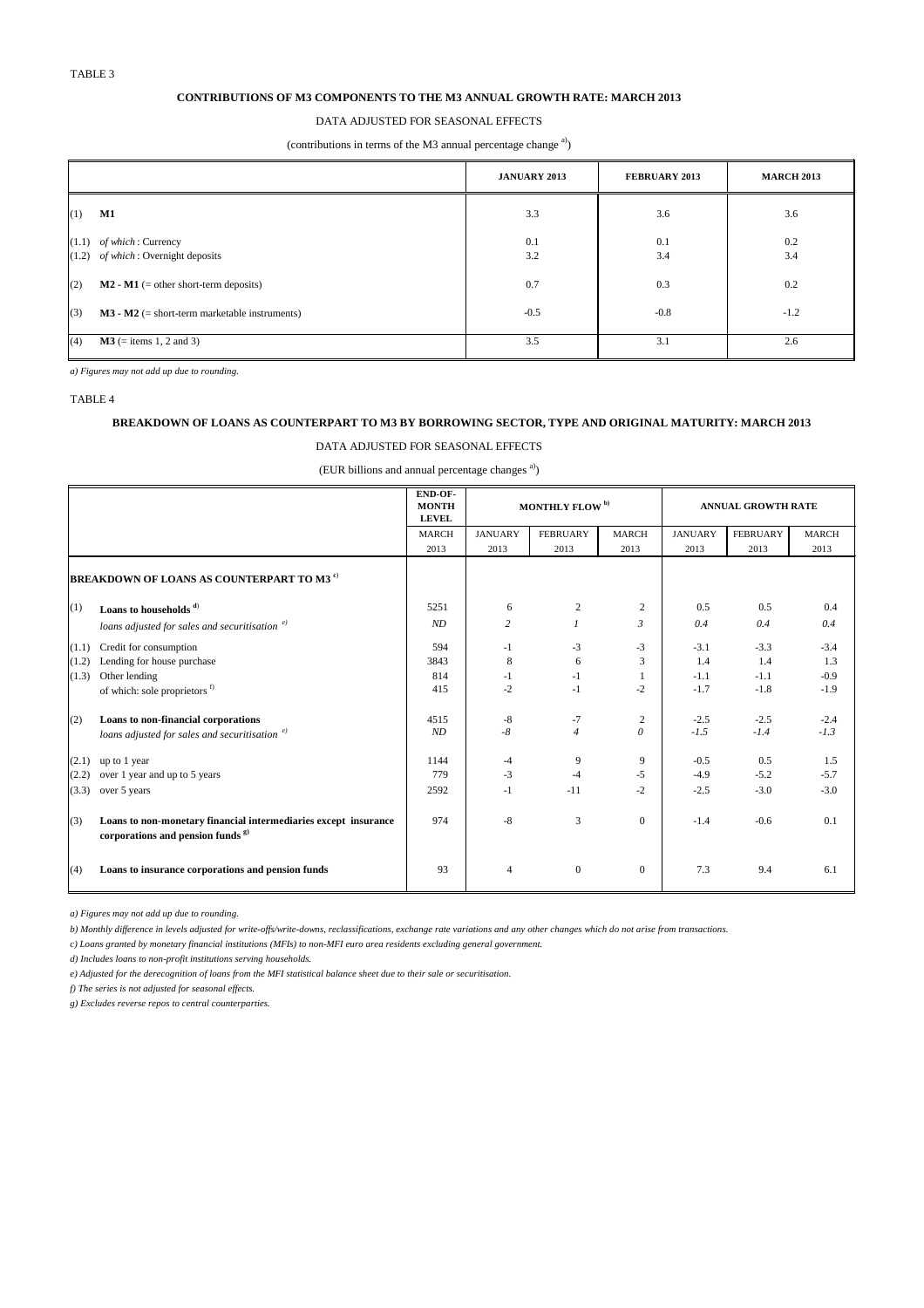TABLE 3

## CONTRIBUTIONS OF M3 COMPONENTS TO THE M3 ANNUAL GROWTH RATE: MARCH 2013

DATA ADJUSTED FOR SEASONAL EFFECTS

(contributions in terms of the M3 annual percentage change [a])

| | | JANUARY 2013 | FEBRUARY 2013 | MARCH 2013 |
|---|---|---|---|---|
| (1) | **M1** | 3.3 | 3.6 | 3.6 |
| (1.1) | *of which* : Currency | 0.1 | 0.1 | 0.2 |
| (1.2) | *of which* : Overnight deposits | 3.2 | 3.4 | 3.4 |
| (2) | **M2 - M1** (= other short-term deposits) | 0.7 | 0.3 | 0.2 |
| (3) | **M3 - M2** (= short-term marketable instruments) | -0.5 | -0.8 | -1.2 |
| (4) | **M3** (= items 1, 2 and 3) | 3.5 | 3.1 | 2.6 |

*a) Figures may not add up due to rounding.*

TABLE 4

## BREAKDOWN OF LOANS AS COUNTERPART TO M3 BY BORROWING SECTOR, TYPE AND ORIGINAL MATURITY: MARCH 2013

DATA ADJUSTED FOR SEASONAL EFFECTS

(EUR billions and annual percentage changes [a])

| | | END-OF-MONTH LEVEL | MONTHLY FLOW [b] | | | ANNUAL GROWTH RATE | | |
|---|---|---|---|---|---|---|---|---|
| | | MARCH 2013 | JANUARY 2013 | FEBRUARY 2013 | MARCH 2013 | JANUARY 2013 | FEBRUARY 2013 | MARCH 2013 |
| **BREAKDOWN OF LOANS AS COUNTERPART TO M3 [c]** | | | | | | | | |
| (1) | **Loans to households [d]** | 5251 | 6 | 2 | 2 | 0.5 | 0.5 | 0.4 |
| | *loans adjusted for sales and securitisation [e]* | *ND* | *2* | *1* | *3* | *0.4* | *0.4* | *0.4* |
| (1.1) | Credit for consumption | 594 | -1 | -3 | -3 | -3.1 | -3.3 | -3.4 |
| (1.2) | Lending for house purchase | 3843 | 8 | 6 | 3 | 1.4 | 1.4 | 1.3 |
| (1.3) | Other lending | 814 | -1 | -1 | 1 | -1.1 | -1.1 | -0.9 |
| | of which: sole proprietors [f] | 415 | -2 | -1 | -2 | -1.7 | -1.8 | -1.9 |
| (2) | **Loans to non-financial corporations** | 4515 | -8 | -7 | 2 | -2.5 | -2.5 | -2.4 |
| | *loans adjusted for sales and securitisation [e]* | *ND* | *-8* | *4* | *0* | *-1.5* | *-1.4* | *-1.3* |
| (2.1) | up to 1 year | 1144 | -4 | 9 | 9 | -0.5 | 0.5 | 1.5 |
| (2.2) | over 1 year and up to 5 years | 779 | -3 | -4 | -5 | -4.9 | -5.2 | -5.7 |
| (3.3) | over 5 years | 2592 | -1 | -11 | -2 | -2.5 | -3.0 | -3.0 |
| (3) | **Loans to non-monetary financial intermediaries except insurance corporations and pension funds [g]** | 974 | -8 | 3 | 0 | -1.4 | -0.6 | 0.1 |
| (4) | **Loans to insurance corporations and pension funds** | 93 | 4 | 0 | 0 | 7.3 | 9.4 | 6.1 |

*a) Figures may not add up due to rounding.*

*b) Monthly difference in levels adjusted for write-offs/write-downs, reclassifications, exchange rate variations and any other changes which do not arise from transactions.*

*c) Loans granted by monetary financial institutions (MFIs) to non-MFI euro area residents excluding general government.*

*d) Includes loans to non-profit institutions serving households.*

*e) Adjusted for the derecognition of loans from the MFI statistical balance sheet due to their sale or securitisation.*

*f) The series is not adjusted for seasonal effects.*

*g) Excludes reverse repos to central counterparties.*